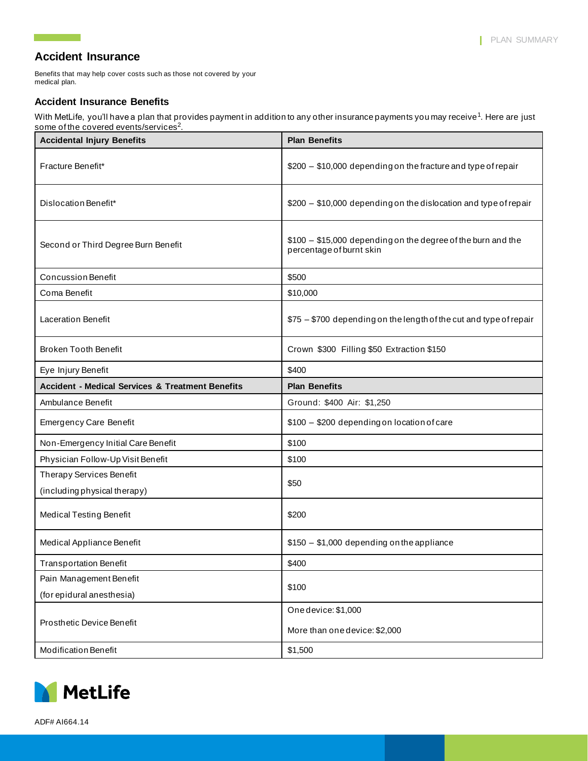# Accident Insurance

Benefits that may help cover costs such as those not covered by your medical plan.

## Accident Insurance Benefits

With MetLife, you'll have a plan that provides payment in addition to any other insurance payments you may receive[1]. Here are just some of the covered events/services[2].

| Accidental Injury Benefits | Plan Benefits |
|---|---|
| Fracture Benefit* | $200 – $10,000 depending on the fracture and type of repair |
| Dislocation Benefit* | $200 – $10,000 depending on the dislocation and type of repair |
| Second or Third Degree Burn Benefit | $100 – $15,000 depending on the degree of the burn and the percentage of burnt skin |
| Concussion Benefit | $500 |
| Coma Benefit | $10,000 |
| Laceration Benefit | $75 – $700 depending on the length of the cut and type of repair |
| Broken Tooth Benefit | Crown $300 Filling $50 Extraction $150 |
| Eye Injury Benefit | $400 |
| **Accident - Medical Services & Treatment Benefits** | **Plan Benefits** |
| Ambulance Benefit | Ground: $400 Air: $1,250 |
| Emergency Care Benefit | $100 – $200 depending on location of care |
| Non-Emergency Initial Care Benefit | $100 |
| Physician Follow-Up Visit Benefit | $100 |
| Therapy Services Benefit (including physical therapy) | $50 |
| Medical Testing Benefit | $200 |
| Medical Appliance Benefit | $150 – $1,000 depending on the appliance |
| Transportation Benefit | $400 |
| Pain Management Benefit (for epidural anesthesia) | $100 |
| Prosthetic Device Benefit | One device: $1,000<br>More than one device: $2,000 |
| Modification Benefit | $1,500 |

MetLife

ADF# AI664.14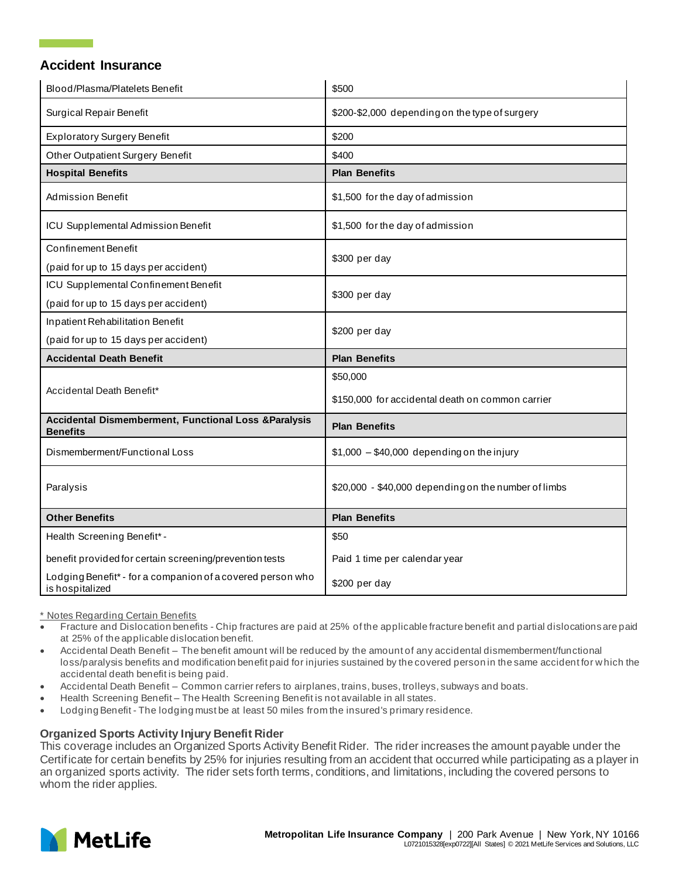## Accident Insurance

| | |
|---|---|
| Blood/Plasma/Platelets Benefit | $500 |
| Surgical Repair Benefit | $200-$2,000 depending on the type of surgery |
| Exploratory Surgery Benefit | $200 |
| Other Outpatient Surgery Benefit | $400 |
| **Hospital Benefits** | **Plan Benefits** |
| Admission Benefit | $1,500 for the day of admission |
| ICU Supplemental Admission Benefit | $1,500 for the day of admission |
| Confinement Benefit (paid for up to 15 days per accident) | $300 per day |
| ICU Supplemental Confinement Benefit (paid for up to 15 days per accident) | $300 per day |
| Inpatient Rehabilitation Benefit (paid for up to 15 days per accident) | $200 per day |
| **Accidental Death Benefit** | **Plan Benefits** |
| Accidental Death Benefit* | $50,000<br>$150,000 for accidental death on common carrier |
| **Accidental Dismemberment, Functional Loss &Paralysis Benefits** | **Plan Benefits** |
| Dismemberment/Functional Loss | $1,000 – $40,000 depending on the injury |
| Paralysis | $20,000 - $40,000 depending on the number of limbs |
| **Other Benefits** | **Plan Benefits** |
| Health Screening Benefit* - benefit provided for certain screening/prevention tests | $50<br>Paid 1 time per calendar year |
| Lodging Benefit* - for a companion of a covered person who is hospitalized | $200 per day |

\* Notes Regarding Certain Benefits

- Fracture and Dislocation benefits - Chip fractures are paid at 25% of the applicable fracture benefit and partial dislocations are paid at 25% of the applicable dislocation benefit.
- Accidental Death Benefit – The benefit amount will be reduced by the amount of any accidental dismemberment/functional loss/paralysis benefits and modification benefit paid for injuries sustained by the covered person in the same accident for which the accidental death benefit is being paid.
- Accidental Death Benefit – Common carrier refers to airplanes, trains, buses, trolleys, subways and boats.
- Health Screening Benefit – The Health Screening Benefit is not available in all states.
- Lodging Benefit - The lodging must be at least 50 miles from the insured's primary residence.

### Organized Sports Activity Injury Benefit Rider

This coverage includes an Organized Sports Activity Benefit Rider. The rider increases the amount payable under the Certificate for certain benefits by 25% for injuries resulting from an accident that occurred while participating as a player in an organized sports activity. The rider sets forth terms, conditions, and limitations, including the covered persons to whom the rider applies.

**Metropolitan Life Insurance Company** | 200 Park Avenue | New York, NY 10166
L0721015328[exp0722][All States] © 2021 MetLife Services and Solutions, LLC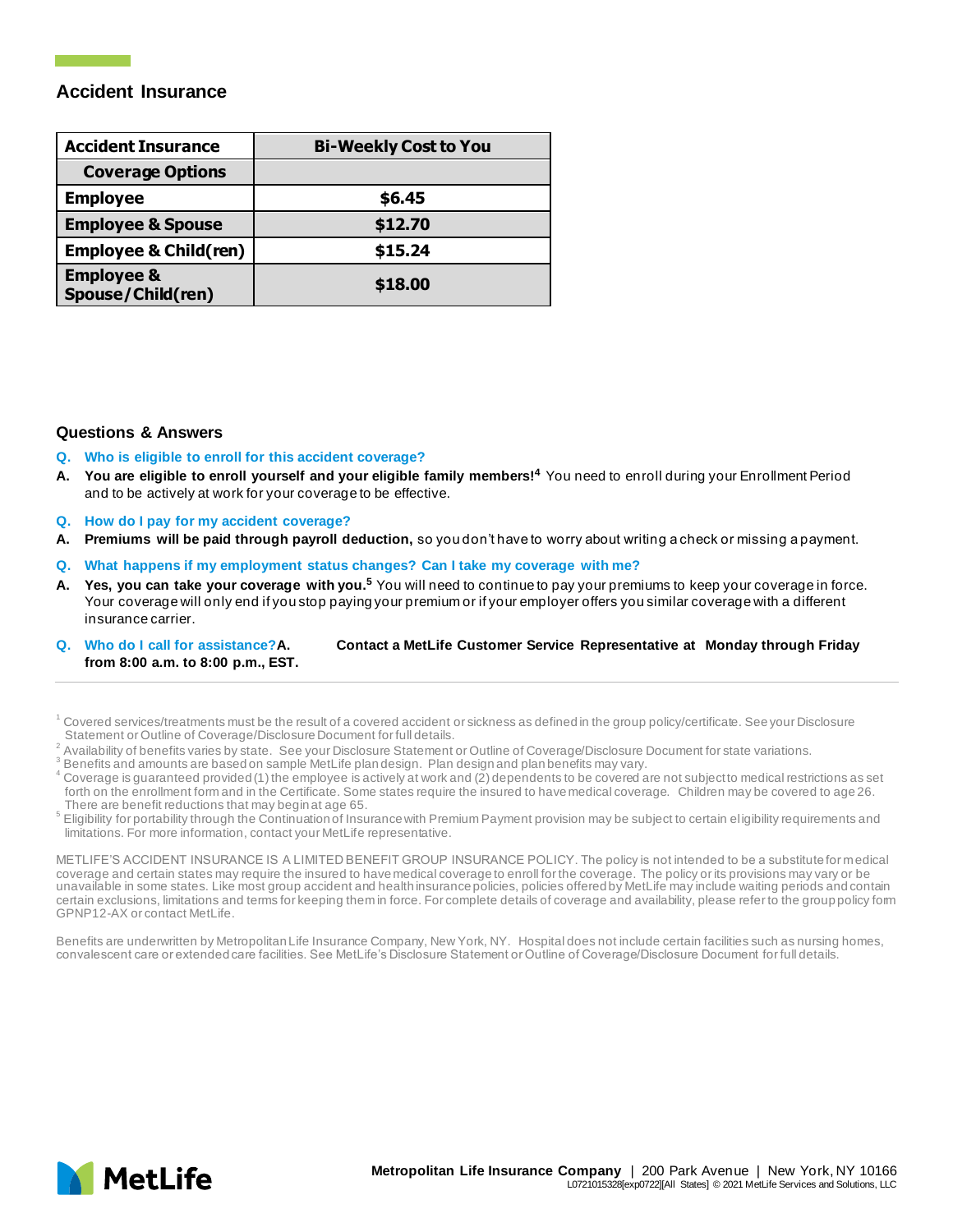## Accident Insurance

| Accident Insurance Coverage Options | Bi-Weekly Cost to You |
|---|---|
| Employee | $6.45 |
| Employee & Spouse | $12.70 |
| Employee & Child(ren) | $15.24 |
| Employee & Spouse/Child(ren) | $18.00 |

### Questions & Answers

**Q. Who is eligible to enroll for this accident coverage?**

**A. You are eligible to enroll yourself and your eligible family members![4]** You need to enroll during your Enrollment Period and to be actively at work for your coverage to be effective.

**Q. How do I pay for my accident coverage?**

**A. Premiums will be paid through payroll deduction,** so you don't have to worry about writing a check or missing a payment.

**Q. What happens if my employment status changes? Can I take my coverage with me?**

**A. Yes, you can take your coverage with you.[5]** You will need to continue to pay your premiums to keep your coverage in force. Your coverage will only end if you stop paying your premium or if your employer offers you similar coverage with a different insurance carrier.

**Q. Who do I call for assistance?A. Contact a MetLife Customer Service Representative at Monday through Friday from 8:00 a.m. to 8:00 p.m., EST.**

---

[1] Covered services/treatments must be the result of a covered accident or sickness as defined in the group policy/certificate. See your Disclosure Statement or Outline of Coverage/Disclosure Document for full details.
[2] Availability of benefits varies by state. See your Disclosure Statement or Outline of Coverage/Disclosure Document for state variations.
[3] Benefits and amounts are based on sample MetLife plan design. Plan design and plan benefits may vary.
[4] Coverage is guaranteed provided (1) the employee is actively at work and (2) dependents to be covered are not subject to medical restrictions as set forth on the enrollment form and in the Certificate. Some states require the insured to have medical coverage. Children may be covered to age 26. There are benefit reductions that may begin at age 65.
[5] Eligibility for portability through the Continuation of Insurance with Premium Payment provision may be subject to certain eligibility requirements and limitations. For more information, contact your MetLife representative.

METLIFE'S ACCIDENT INSURANCE IS A LIMITED BENEFIT GROUP INSURANCE POLICY. The policy is not intended to be a substitute for medical coverage and certain states may require the insured to have medical coverage to enroll for the coverage. The policy or its provisions may vary or be unavailable in some states. Like most group accident and health insurance policies, policies offered by MetLife may include waiting periods and contain certain exclusions, limitations and terms for keeping them in force. For complete details of coverage and availability, please refer to the group policy form GPNP12-AX or contact MetLife.

Benefits are underwritten by Metropolitan Life Insurance Company, New York, NY. Hospital does not include certain facilities such as nursing homes, convalescent care or extended care facilities. See MetLife's Disclosure Statement or Outline of Coverage/Disclosure Document for full details.

MetLife

**Metropolitan Life Insurance Company** | 200 Park Avenue | New York, NY 10166
L0721015328[exp0722][All States] © 2021 MetLife Services and Solutions, LLC